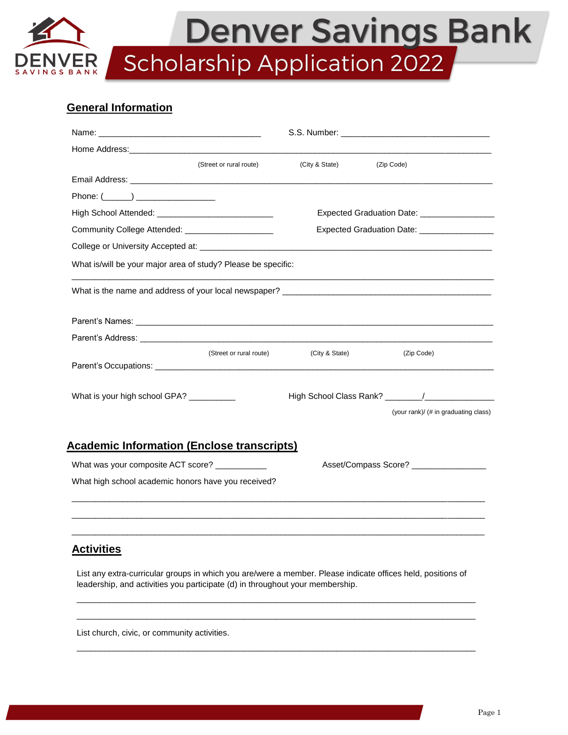# Denver Savings Bank

## Scholarship Application 2022

### General Information

Name: ___________________________________ S.S. Number: _______________________________

Home Address:_____________________________________________________________________________

(Street or rural route) (City & State) (Zip Code)

Email Address: ____________________________________________________________________________

Phone: (______) _________________

High School Attended: _________________________ Expected Graduation Date: ________________

Community College Attended: ___________________ Expected Graduation Date: ________________

College or University Accepted at: ______________________________________________________________

What is/will be your major area of study? Please be specific:

_____________________________________________________________________________________

What is the name and address of your local newspaper? _____________________________________________

Parent's Names: ____________________________________________________________________________

Parent's Address: ___________________________________________________________________________

(Street or rural route) (City & State) (Zip Code)

Parent's Occupations: _______________________________________________________________________

What is your high school GPA? __________ High School Class Rank? ________/______________

(your rank)/ (# in graduating class)

### Academic Information (Enclose transcripts)

What was your composite ACT score? ___________ Asset/Compass Score? ________________

What high school academic honors have you received?

_____________________________________________________________________________________

_____________________________________________________________________________________

_____________________________________________________________________________________

### Activities

List any extra-curricular groups in which you are/were a member. Please indicate offices held, positions of leadership, and activities you participate (d) in throughout your membership.

_____________________________________________________________________________________

_____________________________________________________________________________________

List church, civic, or community activities.

_____________________________________________________________________________________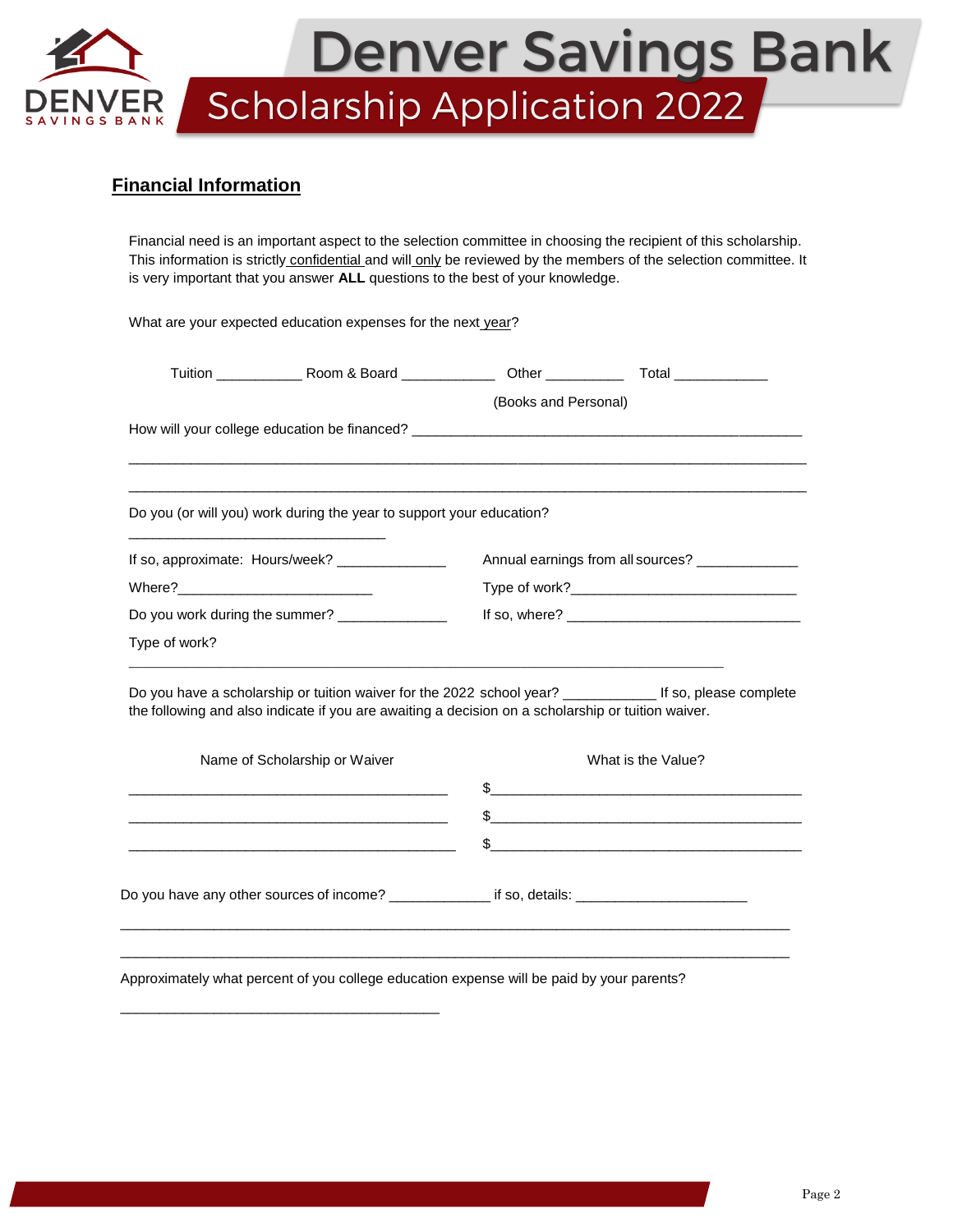# Denver Savings Bank

## Scholarship Application 2022

### Financial Information

Financial need is an important aspect to the selection committee in choosing the recipient of this scholarship. This information is strictly confidential and will only be reviewed by the members of the selection committee. It is very important that you answer **ALL** questions to the best of your knowledge.

What are your expected education expenses for the next year?

Tuition ___________ Room & Board ____________ Other __________ Total ____________
(Books and Personal)

How will your college education be financed? ____________________________________________________

_____________________________________________________________________________________

_____________________________________________________________________________________

Do you (or will you) work during the year to support your education?

________________________________

If so, approximate: Hours/week? ______________ Annual earnings from all sources? _____________

Where?_________________________ Type of work?_____________________________

Do you work during the summer? ______________ If so, where? ______________________________

Type of work?

_____________________________________________________________________________

Do you have a scholarship or tuition waiver for the 2022 school year? ___________ If so, please complete the following and also indicate if you are awaiting a decision on a scholarship or tuition waiver.

| Name of Scholarship or Waiver | What is the Value? |
| --- | --- |
| ________________________________________ | $________________________________________ |
| ________________________________________ | $________________________________________ |
| ________________________________________ | $________________________________________ |

Do you have any other sources of income? _____________ if so, details: ______________________

_____________________________________________________________________________________

_____________________________________________________________________________________

Approximately what percent of you college education expense will be paid by your parents?

________________________________________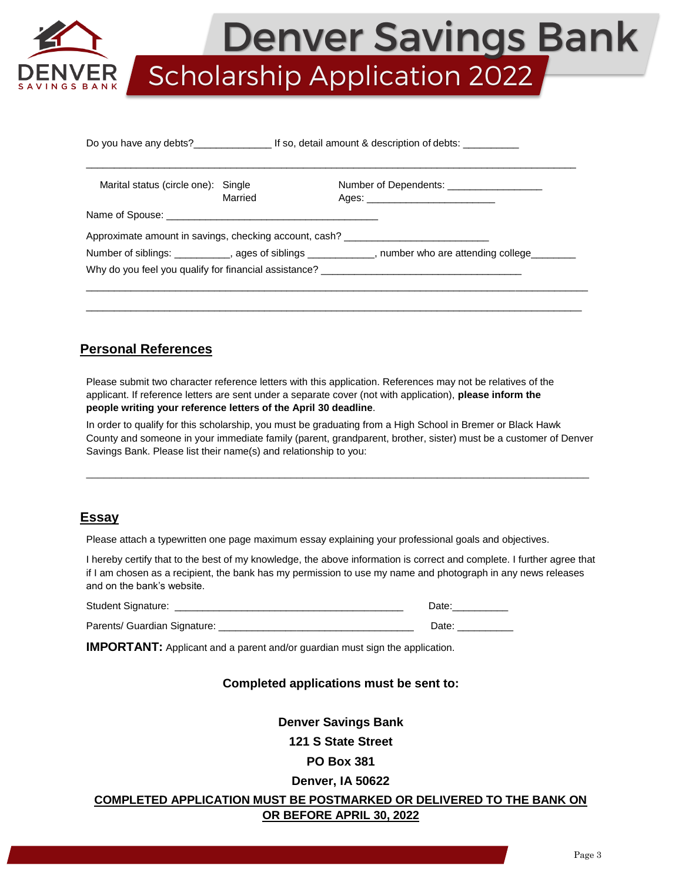# Denver Savings Bank

## Scholarship Application 2022

Do you have any debts?______________ If so, detail amount & description of debts: __________

_____________________________________________________________________________________

Marital status (circle one): Single
Married

Number of Dependents: _________________
Ages: ________________________

Name of Spouse: _____________________________________

Approximate amount in savings, checking account, cash? _________________________

Number of siblings: __________, ages of siblings ____________, number who are attending college________

Why do you feel you qualify for financial assistance? ___________________________________

_____________________________________________________________________________________

_____________________________________________________________________________________

## Personal References

Please submit two character reference letters with this application. References may not be relatives of the applicant. If reference letters are sent under a separate cover (not with application), **please inform the people writing your reference letters of the April 30 deadline**.

In order to qualify for this scholarship, you must be graduating from a High School in Bremer or Black Hawk County and someone in your immediate family (parent, grandparent, brother, sister) must be a customer of Denver Savings Bank. Please list their name(s) and relationship to you:

_____________________________________________________________________________________

## Essay

Please attach a typewritten one page maximum essay explaining your professional goals and objectives.

I hereby certify that to the best of my knowledge, the above information is correct and complete. I further agree that if I am chosen as a recipient, the bank has my permission to use my name and photograph in any news releases and on the bank's website.

Student Signature: ___________________________________________ Date:__________

Parents/ Guardian Signature: ____________________________________ Date: __________

**IMPORTANT:** Applicant and a parent and/or guardian must sign the application.

**Completed applications must be sent to:**

**Denver Savings Bank**
**121 S State Street**
**PO Box 381**
**Denver, IA 50622**

**COMPLETED APPLICATION MUST BE POSTMARKED OR DELIVERED TO THE BANK ON OR BEFORE APRIL 30, 2022**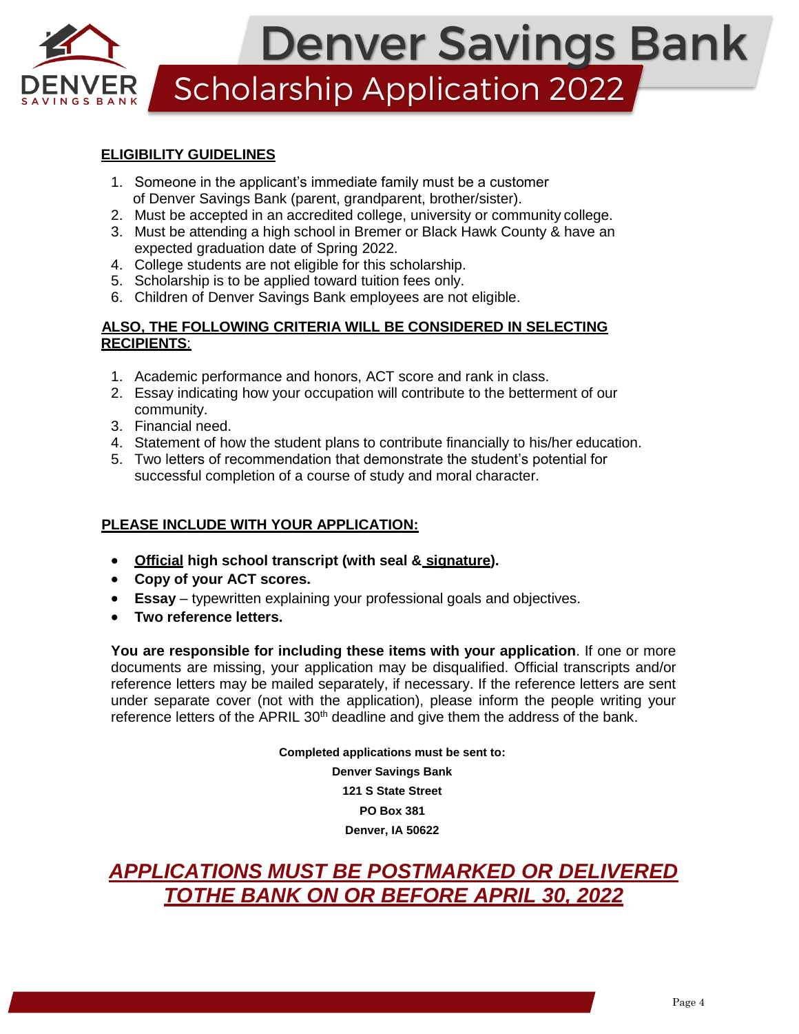# Denver Savings Bank

## Scholarship Application 2022

**ELIGIBILITY GUIDELINES**

1. Someone in the applicant's immediate family must be a customer of Denver Savings Bank (parent, grandparent, brother/sister).
2. Must be accepted in an accredited college, university or community college.
3. Must be attending a high school in Bremer or Black Hawk County & have an expected graduation date of Spring 2022.
4. College students are not eligible for this scholarship.
5. Scholarship is to be applied toward tuition fees only.
6. Children of Denver Savings Bank employees are not eligible.

**ALSO, THE FOLLOWING CRITERIA WILL BE CONSIDERED IN SELECTING RECIPIENTS**:

1. Academic performance and honors, ACT score and rank in class.
2. Essay indicating how your occupation will contribute to the betterment of our community.
3. Financial need.
4. Statement of how the student plans to contribute financially to his/her education.
5. Two letters of recommendation that demonstrate the student's potential for successful completion of a course of study and moral character.

**PLEASE INCLUDE WITH YOUR APPLICATION:**

- **Official high school transcript (with seal & signature).**
- **Copy of your ACT scores.**
- **Essay** – typewritten explaining your professional goals and objectives.
- **Two reference letters.**

**You are responsible for including these items with your application**. If one or more documents are missing, your application may be disqualified. Official transcripts and/or reference letters may be mailed separately, if necessary. If the reference letters are sent under separate cover (not with the application), please inform the people writing your reference letters of the APRIL 30th deadline and give them the address of the bank.

**Completed applications must be sent to:**
**Denver Savings Bank**
**121 S State Street**
**PO Box 381**
**Denver, IA 50622**

***APPLICATIONS MUST BE POSTMARKED OR DELIVERED TOTHE BANK ON OR BEFORE APRIL 30, 2022***